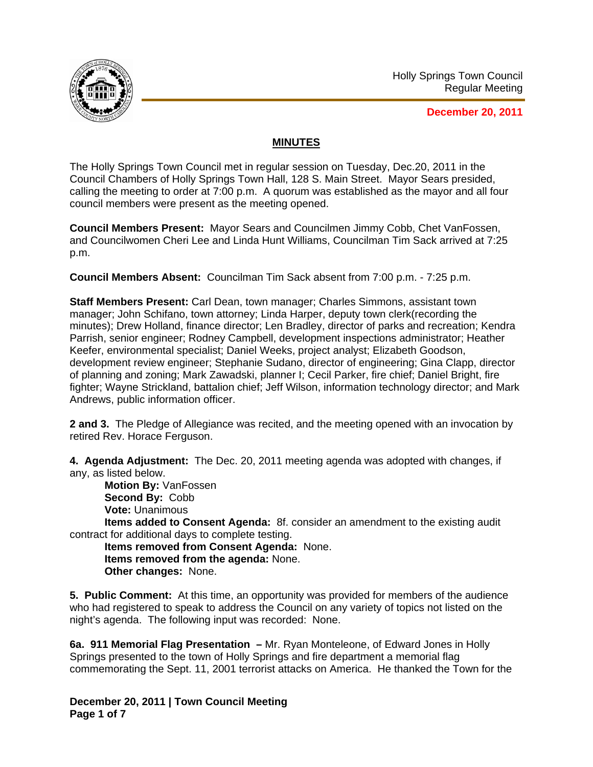Holly Springs Town Council
Regular Meeting

**December 20, 2011**

## MINUTES

The Holly Springs Town Council met in regular session on Tuesday, Dec.20, 2011 in the Council Chambers of Holly Springs Town Hall, 128 S. Main Street. Mayor Sears presided, calling the meeting to order at 7:00 p.m. A quorum was established as the mayor and all four council members were present as the meeting opened.

**Council Members Present:** Mayor Sears and Councilmen Jimmy Cobb, Chet VanFossen, and Councilwomen Cheri Lee and Linda Hunt Williams, Councilman Tim Sack arrived at 7:25 p.m.

**Council Members Absent:** Councilman Tim Sack absent from 7:00 p.m. - 7:25 p.m.

**Staff Members Present:** Carl Dean, town manager; Charles Simmons, assistant town manager; John Schifano, town attorney; Linda Harper, deputy town clerk(recording the minutes); Drew Holland, finance director; Len Bradley, director of parks and recreation; Kendra Parrish, senior engineer; Rodney Campbell, development inspections administrator; Heather Keefer, environmental specialist; Daniel Weeks, project analyst; Elizabeth Goodson, development review engineer; Stephanie Sudano, director of engineering; Gina Clapp, director of planning and zoning; Mark Zawadski, planner I; Cecil Parker, fire chief; Daniel Bright, fire fighter; Wayne Strickland, battalion chief; Jeff Wilson, information technology director; and Mark Andrews, public information officer.

**2 and 3.** The Pledge of Allegiance was recited, and the meeting opened with an invocation by retired Rev. Horace Ferguson.

**4. Agenda Adjustment:** The Dec. 20, 2011 meeting agenda was adopted with changes, if any, as listed below.

**Motion By:** VanFossen
**Second By:** Cobb
**Vote:** Unanimous
**Items added to Consent Agenda:** 8f. consider an amendment to the existing audit contract for additional days to complete testing.
**Items removed from Consent Agenda:** None.
**Items removed from the agenda:** None.
**Other changes:** None.

**5. Public Comment:** At this time, an opportunity was provided for members of the audience who had registered to speak to address the Council on any variety of topics not listed on the night's agenda. The following input was recorded: None.

**6a. 911 Memorial Flag Presentation –** Mr. Ryan Monteleone, of Edward Jones in Holly Springs presented to the town of Holly Springs and fire department a memorial flag commemorating the Sept. 11, 2001 terrorist attacks on America. He thanked the Town for the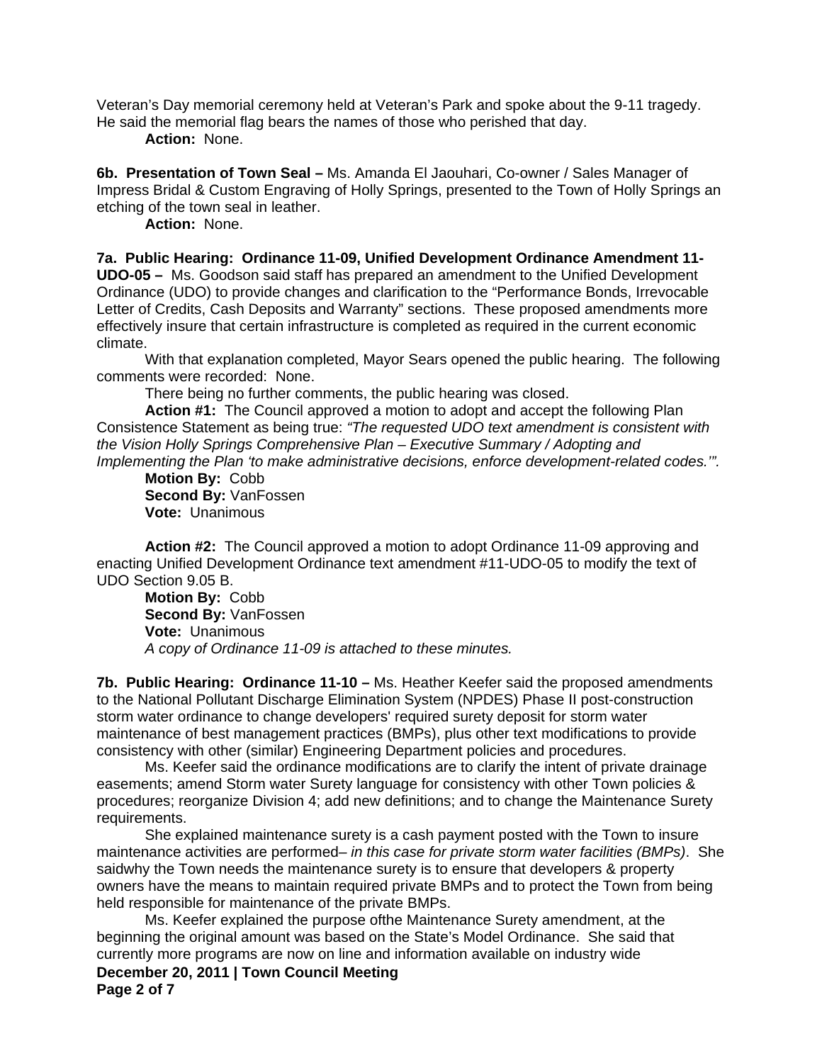Veteran's Day memorial ceremony held at Veteran's Park and spoke about the 9-11 tragedy. He said the memorial flag bears the names of those who perished that day.

**Action:** None.

**6b. Presentation of Town Seal –** Ms. Amanda El Jaouhari, Co-owner / Sales Manager of Impress Bridal & Custom Engraving of Holly Springs, presented to the Town of Holly Springs an etching of the town seal in leather.

**Action:** None.

**7a. Public Hearing: Ordinance 11-09, Unified Development Ordinance Amendment 11-UDO-05 –** Ms. Goodson said staff has prepared an amendment to the Unified Development Ordinance (UDO) to provide changes and clarification to the "Performance Bonds, Irrevocable Letter of Credits, Cash Deposits and Warranty" sections. These proposed amendments more effectively insure that certain infrastructure is completed as required in the current economic climate.

With that explanation completed, Mayor Sears opened the public hearing. The following comments were recorded: None.

There being no further comments, the public hearing was closed.

**Action #1:** The Council approved a motion to adopt and accept the following Plan Consistence Statement as being true: *"The requested UDO text amendment is consistent with the Vision Holly Springs Comprehensive Plan – Executive Summary / Adopting and Implementing the Plan 'to make administrative decisions, enforce development-related codes.'".*

**Motion By:** Cobb
**Second By:** VanFossen
**Vote:** Unanimous

**Action #2:** The Council approved a motion to adopt Ordinance 11-09 approving and enacting Unified Development Ordinance text amendment #11-UDO-05 to modify the text of UDO Section 9.05 B.

**Motion By:** Cobb
**Second By:** VanFossen
**Vote:** Unanimous
*A copy of Ordinance 11-09 is attached to these minutes.*

**7b. Public Hearing: Ordinance 11-10 –** Ms. Heather Keefer said the proposed amendments to the National Pollutant Discharge Elimination System (NPDES) Phase II post-construction storm water ordinance to change developers' required surety deposit for storm water maintenance of best management practices (BMPs), plus other text modifications to provide consistency with other (similar) Engineering Department policies and procedures.

Ms. Keefer said the ordinance modifications are to clarify the intent of private drainage easements; amend Storm water Surety language for consistency with other Town policies & procedures; reorganize Division 4; add new definitions; and to change the Maintenance Surety requirements.

She explained maintenance surety is a cash payment posted with the Town to insure maintenance activities are performed– *in this case for private storm water facilities (BMPs)*. She saidwhy the Town needs the maintenance surety is to ensure that developers & property owners have the means to maintain required private BMPs and to protect the Town from being held responsible for maintenance of the private BMPs.

Ms. Keefer explained the purpose ofthe Maintenance Surety amendment, at the beginning the original amount was based on the State's Model Ordinance. She said that currently more programs are now on line and information available on industry wide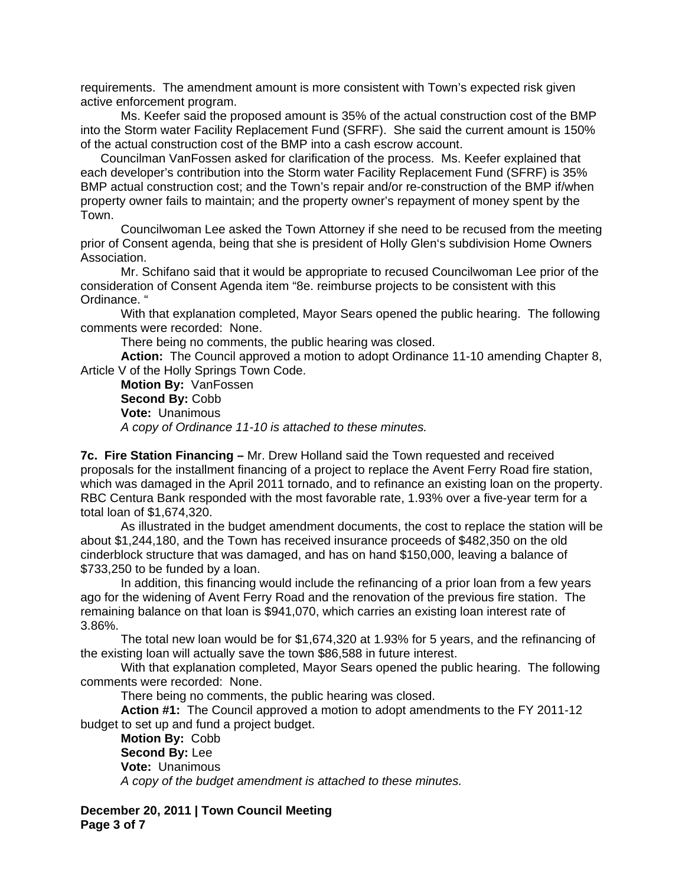requirements. The amendment amount is more consistent with Town's expected risk given active enforcement program.

Ms. Keefer said the proposed amount is 35% of the actual construction cost of the BMP into the Storm water Facility Replacement Fund (SFRF). She said the current amount is 150% of the actual construction cost of the BMP into a cash escrow account.

Councilman VanFossen asked for clarification of the process. Ms. Keefer explained that each developer's contribution into the Storm water Facility Replacement Fund (SFRF) is 35% BMP actual construction cost; and the Town's repair and/or re-construction of the BMP if/when property owner fails to maintain; and the property owner's repayment of money spent by the Town.

Councilwoman Lee asked the Town Attorney if she need to be recused from the meeting prior of Consent agenda, being that she is president of Holly Glen's subdivision Home Owners Association.

Mr. Schifano said that it would be appropriate to recused Councilwoman Lee prior of the consideration of Consent Agenda item "8e. reimburse projects to be consistent with this Ordinance. "

With that explanation completed, Mayor Sears opened the public hearing. The following comments were recorded: None.

There being no comments, the public hearing was closed.

**Action:** The Council approved a motion to adopt Ordinance 11-10 amending Chapter 8, Article V of the Holly Springs Town Code.

**Motion By:** VanFossen
**Second By:** Cobb
**Vote:** Unanimous
*A copy of Ordinance 11-10 is attached to these minutes.*

**7c. Fire Station Financing –** Mr. Drew Holland said the Town requested and received proposals for the installment financing of a project to replace the Avent Ferry Road fire station, which was damaged in the April 2011 tornado, and to refinance an existing loan on the property. RBC Centura Bank responded with the most favorable rate, 1.93% over a five-year term for a total loan of $1,674,320.

As illustrated in the budget amendment documents, the cost to replace the station will be about $1,244,180, and the Town has received insurance proceeds of $482,350 on the old cinderblock structure that was damaged, and has on hand $150,000, leaving a balance of $733,250 to be funded by a loan.

In addition, this financing would include the refinancing of a prior loan from a few years ago for the widening of Avent Ferry Road and the renovation of the previous fire station. The remaining balance on that loan is $941,070, which carries an existing loan interest rate of 3.86%.

The total new loan would be for $1,674,320 at 1.93% for 5 years, and the refinancing of the existing loan will actually save the town $86,588 in future interest.

With that explanation completed, Mayor Sears opened the public hearing. The following comments were recorded: None.

There being no comments, the public hearing was closed.

**Action #1:** The Council approved a motion to adopt amendments to the FY 2011-12 budget to set up and fund a project budget.

**Motion By:** Cobb
**Second By:** Lee
**Vote:** Unanimous
*A copy of the budget amendment is attached to these minutes.*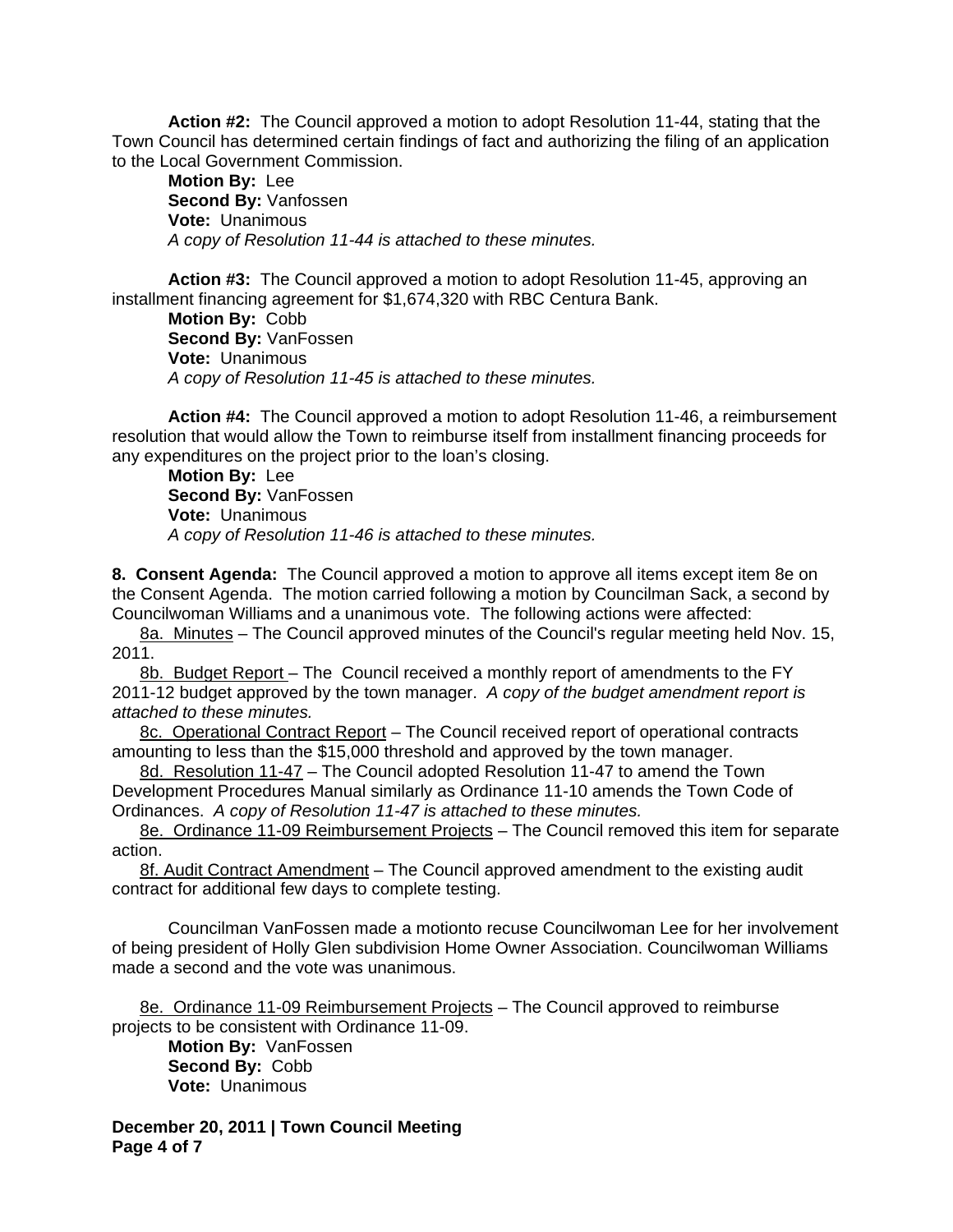**Action #2:** The Council approved a motion to adopt Resolution 11-44, stating that the Town Council has determined certain findings of fact and authorizing the filing of an application to the Local Government Commission.

**Motion By:** Lee
**Second By:** Vanfossen
**Vote:** Unanimous
*A copy of Resolution 11-44 is attached to these minutes.*

**Action #3:** The Council approved a motion to adopt Resolution 11-45, approving an installment financing agreement for $1,674,320 with RBC Centura Bank.

**Motion By:** Cobb
**Second By:** VanFossen
**Vote:** Unanimous
*A copy of Resolution 11-45 is attached to these minutes.*

**Action #4:** The Council approved a motion to adopt Resolution 11-46, a reimbursement resolution that would allow the Town to reimburse itself from installment financing proceeds for any expenditures on the project prior to the loan's closing.

**Motion By:** Lee
**Second By:** VanFossen
**Vote:** Unanimous
*A copy of Resolution 11-46 is attached to these minutes.*

**8. Consent Agenda:** The Council approved a motion to approve all items except item 8e on the Consent Agenda. The motion carried following a motion by Councilman Sack, a second by Councilwoman Williams and a unanimous vote. The following actions were affected:

8a. Minutes – The Council approved minutes of the Council's regular meeting held Nov. 15, 2011.

8b. Budget Report – The Council received a monthly report of amendments to the FY 2011-12 budget approved by the town manager. *A copy of the budget amendment report is attached to these minutes.*

8c. Operational Contract Report – The Council received report of operational contracts amounting to less than the $15,000 threshold and approved by the town manager.

8d. Resolution 11-47 – The Council adopted Resolution 11-47 to amend the Town Development Procedures Manual similarly as Ordinance 11-10 amends the Town Code of Ordinances. *A copy of Resolution 11-47 is attached to these minutes.*

8e. Ordinance 11-09 Reimbursement Projects – The Council removed this item for separate action.

8f. Audit Contract Amendment – The Council approved amendment to the existing audit contract for additional few days to complete testing.

Councilman VanFossen made a motionto recuse Councilwoman Lee for her involvement of being president of Holly Glen subdivision Home Owner Association. Councilwoman Williams made a second and the vote was unanimous.

8e. Ordinance 11-09 Reimbursement Projects – The Council approved to reimburse projects to be consistent with Ordinance 11-09.

**Motion By:** VanFossen
**Second By:** Cobb
**Vote:** Unanimous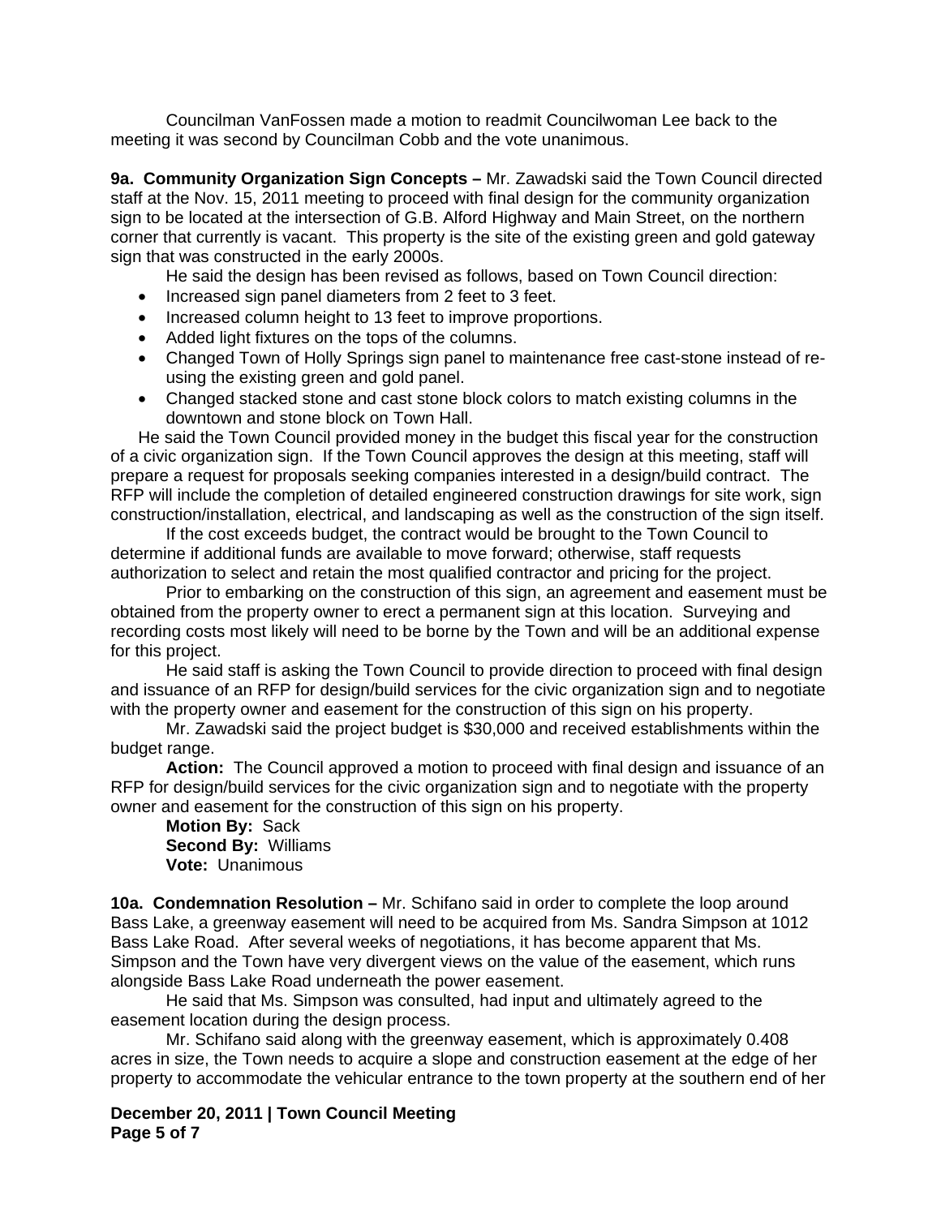Councilman VanFossen made a motion to readmit Councilwoman Lee back to the meeting it was second by Councilman Cobb and the vote unanimous.

**9a. Community Organization Sign Concepts –** Mr. Zawadski said the Town Council directed staff at the Nov. 15, 2011 meeting to proceed with final design for the community organization sign to be located at the intersection of G.B. Alford Highway and Main Street, on the northern corner that currently is vacant. This property is the site of the existing green and gold gateway sign that was constructed in the early 2000s.

He said the design has been revised as follows, based on Town Council direction:

- Increased sign panel diameters from 2 feet to 3 feet.
- Increased column height to 13 feet to improve proportions.
- Added light fixtures on the tops of the columns.
- Changed Town of Holly Springs sign panel to maintenance free cast-stone instead of re-using the existing green and gold panel.
- Changed stacked stone and cast stone block colors to match existing columns in the downtown and stone block on Town Hall.

He said the Town Council provided money in the budget this fiscal year for the construction of a civic organization sign. If the Town Council approves the design at this meeting, staff will prepare a request for proposals seeking companies interested in a design/build contract. The RFP will include the completion of detailed engineered construction drawings for site work, sign construction/installation, electrical, and landscaping as well as the construction of the sign itself.

If the cost exceeds budget, the contract would be brought to the Town Council to determine if additional funds are available to move forward; otherwise, staff requests authorization to select and retain the most qualified contractor and pricing for the project.

Prior to embarking on the construction of this sign, an agreement and easement must be obtained from the property owner to erect a permanent sign at this location. Surveying and recording costs most likely will need to be borne by the Town and will be an additional expense for this project.

He said staff is asking the Town Council to provide direction to proceed with final design and issuance of an RFP for design/build services for the civic organization sign and to negotiate with the property owner and easement for the construction of this sign on his property.

Mr. Zawadski said the project budget is $30,000 and received establishments within the budget range.

**Action:** The Council approved a motion to proceed with final design and issuance of an RFP for design/build services for the civic organization sign and to negotiate with the property owner and easement for the construction of this sign on his property.

**Motion By:** Sack
**Second By:** Williams
**Vote:** Unanimous

**10a. Condemnation Resolution –** Mr. Schifano said in order to complete the loop around Bass Lake, a greenway easement will need to be acquired from Ms. Sandra Simpson at 1012 Bass Lake Road. After several weeks of negotiations, it has become apparent that Ms. Simpson and the Town have very divergent views on the value of the easement, which runs alongside Bass Lake Road underneath the power easement.

He said that Ms. Simpson was consulted, had input and ultimately agreed to the easement location during the design process.

Mr. Schifano said along with the greenway easement, which is approximately 0.408 acres in size, the Town needs to acquire a slope and construction easement at the edge of her property to accommodate the vehicular entrance to the town property at the southern end of her

**December 20, 2011 | Town Council Meeting**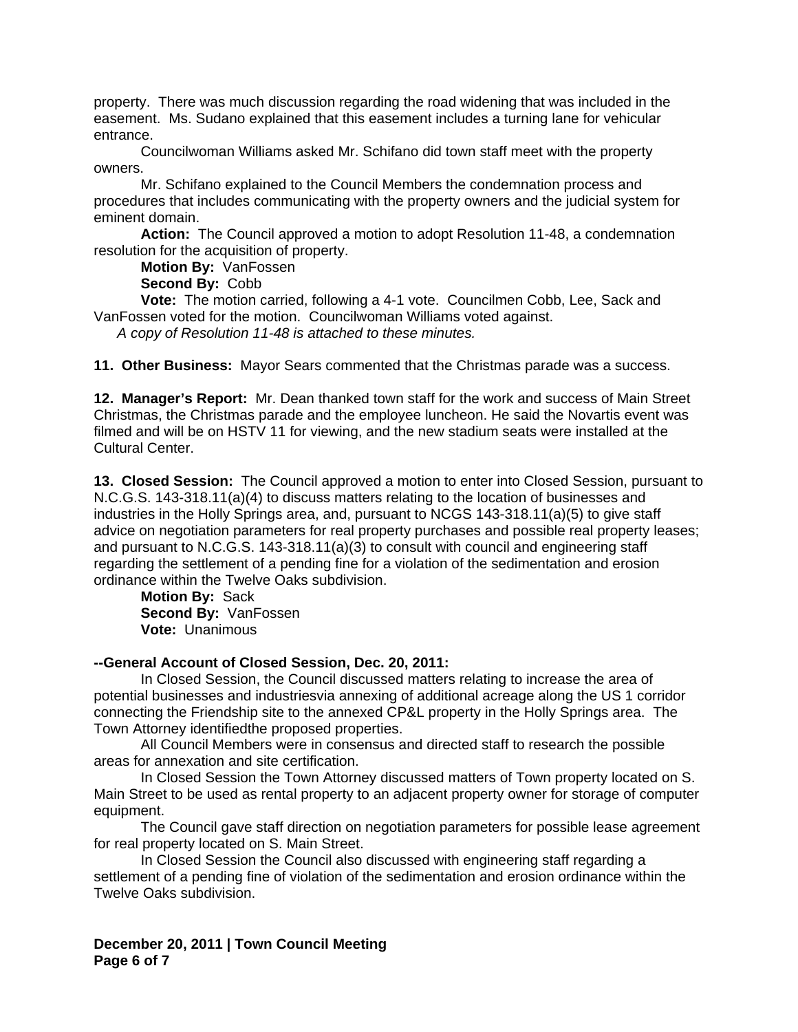property. There was much discussion regarding the road widening that was included in the easement. Ms. Sudano explained that this easement includes a turning lane for vehicular entrance.

Councilwoman Williams asked Mr. Schifano did town staff meet with the property owners.

Mr. Schifano explained to the Council Members the condemnation process and procedures that includes communicating with the property owners and the judicial system for eminent domain.

**Action:** The Council approved a motion to adopt Resolution 11-48, a condemnation resolution for the acquisition of property.

**Motion By:** VanFossen

**Second By:** Cobb

**Vote:** The motion carried, following a 4-1 vote. Councilmen Cobb, Lee, Sack and VanFossen voted for the motion. Councilwoman Williams voted against.

*A copy of Resolution 11-48 is attached to these minutes.*

**11. Other Business:** Mayor Sears commented that the Christmas parade was a success.

**12. Manager's Report:** Mr. Dean thanked town staff for the work and success of Main Street Christmas, the Christmas parade and the employee luncheon. He said the Novartis event was filmed and will be on HSTV 11 for viewing, and the new stadium seats were installed at the Cultural Center.

**13. Closed Session:** The Council approved a motion to enter into Closed Session, pursuant to N.C.G.S. 143-318.11(a)(4) to discuss matters relating to the location of businesses and industries in the Holly Springs area, and, pursuant to NCGS 143-318.11(a)(5) to give staff advice on negotiation parameters for real property purchases and possible real property leases; and pursuant to N.C.G.S. 143-318.11(a)(3) to consult with council and engineering staff regarding the settlement of a pending fine for a violation of the sedimentation and erosion ordinance within the Twelve Oaks subdivision.

**Motion By:** Sack

**Second By:** VanFossen

**Vote:** Unanimous

**--General Account of Closed Session, Dec. 20, 2011:**

In Closed Session, the Council discussed matters relating to increase the area of potential businesses and industriesvia annexing of additional acreage along the US 1 corridor connecting the Friendship site to the annexed CP&L property in the Holly Springs area. The Town Attorney identifiedthe proposed properties.

All Council Members were in consensus and directed staff to research the possible areas for annexation and site certification.

In Closed Session the Town Attorney discussed matters of Town property located on S. Main Street to be used as rental property to an adjacent property owner for storage of computer equipment.

The Council gave staff direction on negotiation parameters for possible lease agreement for real property located on S. Main Street.

In Closed Session the Council also discussed with engineering staff regarding a settlement of a pending fine of violation of the sedimentation and erosion ordinance within the Twelve Oaks subdivision.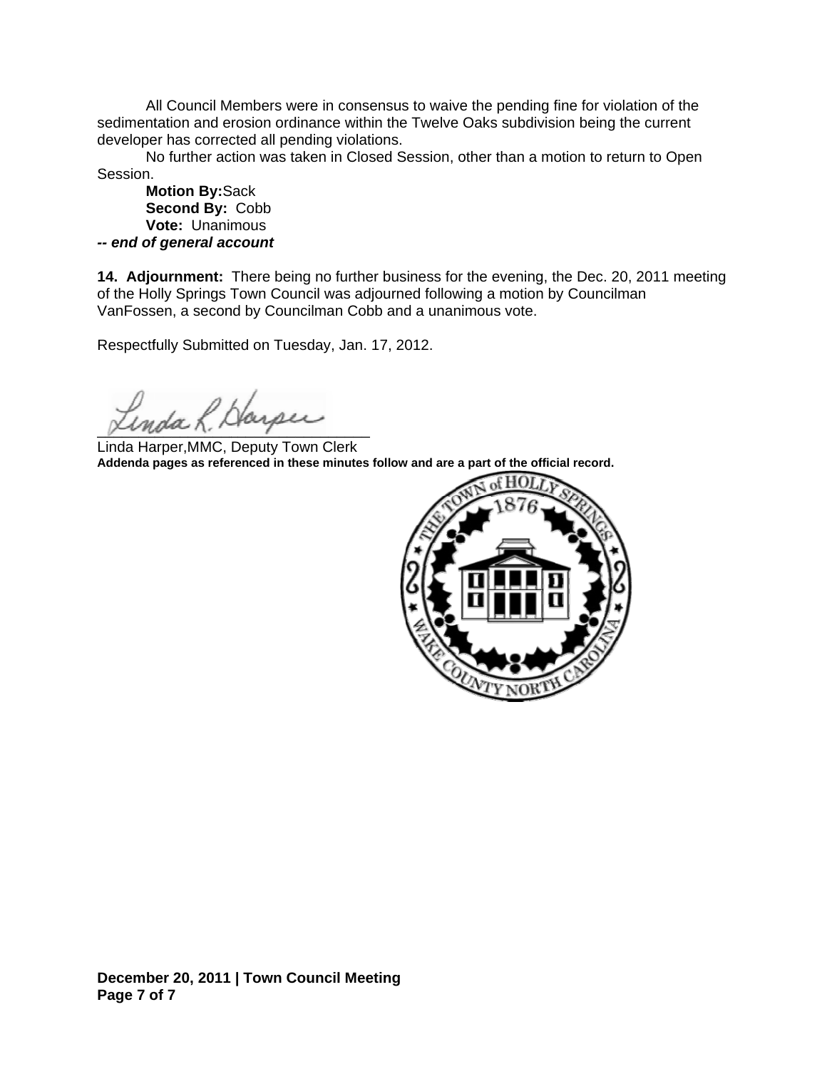All Council Members were in consensus to waive the pending fine for violation of the sedimentation and erosion ordinance within the Twelve Oaks subdivision being the current developer has corrected all pending violations.

No further action was taken in Closed Session, other than a motion to return to Open Session.

**Motion By:** Sack
**Second By:** Cobb
**Vote:** Unanimous

***-- end of general account***

**14. Adjournment:** There being no further business for the evening, the Dec. 20, 2011 meeting of the Holly Springs Town Council was adjourned following a motion by Councilman VanFossen, a second by Councilman Cobb and a unanimous vote.

Respectfully Submitted on Tuesday, Jan. 17, 2012.

Linda R. Harper

Linda Harper,MMC, Deputy Town Clerk

**Addenda pages as referenced in these minutes follow and are a part of the official record.**

THE TOWN of HOLLY SPRINGS 1876 WAKE COUNTY NORTH CAROLINA